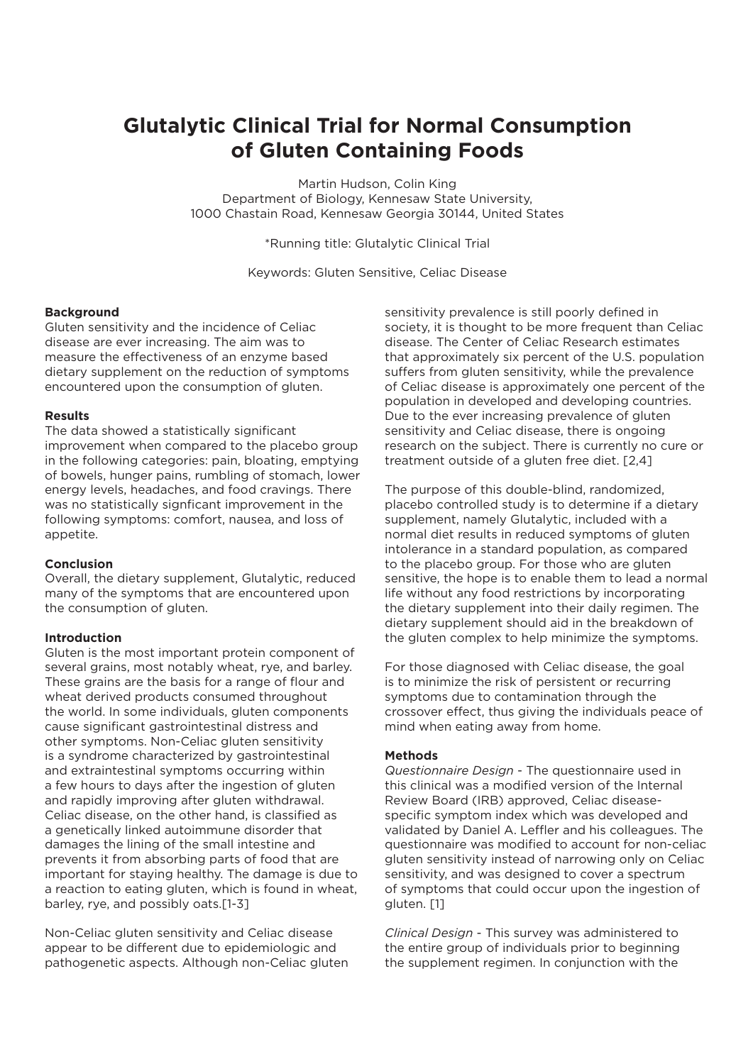# Glutalytic Clinical Trial for Normal Consumption of Gluten Containing Foods

Martin Hudson, Colin King
Department of Biology, Kennesaw State University,
1000 Chastain Road, Kennesaw Georgia 30144, United States

*Running title: Glutalytic Clinical Trial

Keywords: Gluten Sensitive, Celiac Disease

### Background

Gluten sensitivity and the incidence of Celiac disease are ever increasing. The aim was to measure the effectiveness of an enzyme based dietary supplement on the reduction of symptoms encountered upon the consumption of gluten.

### Results

The data showed a statistically significant improvement when compared to the placebo group in the following categories: pain, bloating, emptying of bowels, hunger pains, rumbling of stomach, lower energy levels, headaches, and food cravings. There was no statistically signficant improvement in the following symptoms: comfort, nausea, and loss of appetite.

### Conclusion

Overall, the dietary supplement, Glutalytic, reduced many of the symptoms that are encountered upon the consumption of gluten.

### Introduction

Gluten is the most important protein component of several grains, most notably wheat, rye, and barley. These grains are the basis for a range of flour and wheat derived products consumed throughout the world. In some individuals, gluten components cause significant gastrointestinal distress and other symptoms. Non-Celiac gluten sensitivity is a syndrome characterized by gastrointestinal and extraintestinal symptoms occurring within a few hours to days after the ingestion of gluten and rapidly improving after gluten withdrawal. Celiac disease, on the other hand, is classified as a genetically linked autoimmune disorder that damages the lining of the small intestine and prevents it from absorbing parts of food that are important for staying healthy. The damage is due to a reaction to eating gluten, which is found in wheat, barley, rye, and possibly oats.[1-3]

Non-Celiac gluten sensitivity and Celiac disease appear to be different due to epidemiologic and pathogenetic aspects. Although non-Celiac gluten sensitivity prevalence is still poorly defined in society, it is thought to be more frequent than Celiac disease. The Center of Celiac Research estimates that approximately six percent of the U.S. population suffers from gluten sensitivity, while the prevalence of Celiac disease is approximately one percent of the population in developed and developing countries. Due to the ever increasing prevalence of gluten sensitivity and Celiac disease, there is ongoing research on the subject. There is currently no cure or treatment outside of a gluten free diet. [2,4]

The purpose of this double-blind, randomized, placebo controlled study is to determine if a dietary supplement, namely Glutalytic, included with a normal diet results in reduced symptoms of gluten intolerance in a standard population, as compared to the placebo group. For those who are gluten sensitive, the hope is to enable them to lead a normal life without any food restrictions by incorporating the dietary supplement into their daily regimen. The dietary supplement should aid in the breakdown of the gluten complex to help minimize the symptoms.

For those diagnosed with Celiac disease, the goal is to minimize the risk of persistent or recurring symptoms due to contamination through the crossover effect, thus giving the individuals peace of mind when eating away from home.

### Methods

*Questionnaire Design* - The questionnaire used in this clinical was a modified version of the Internal Review Board (IRB) approved, Celiac disease-specific symptom index which was developed and validated by Daniel A. Leffler and his colleagues. The questionnaire was modified to account for non-celiac gluten sensitivity instead of narrowing only on Celiac sensitivity, and was designed to cover a spectrum of symptoms that could occur upon the ingestion of gluten. [1]

*Clinical Design* - This survey was administered to the entire group of individuals prior to beginning the supplement regimen. In conjunction with the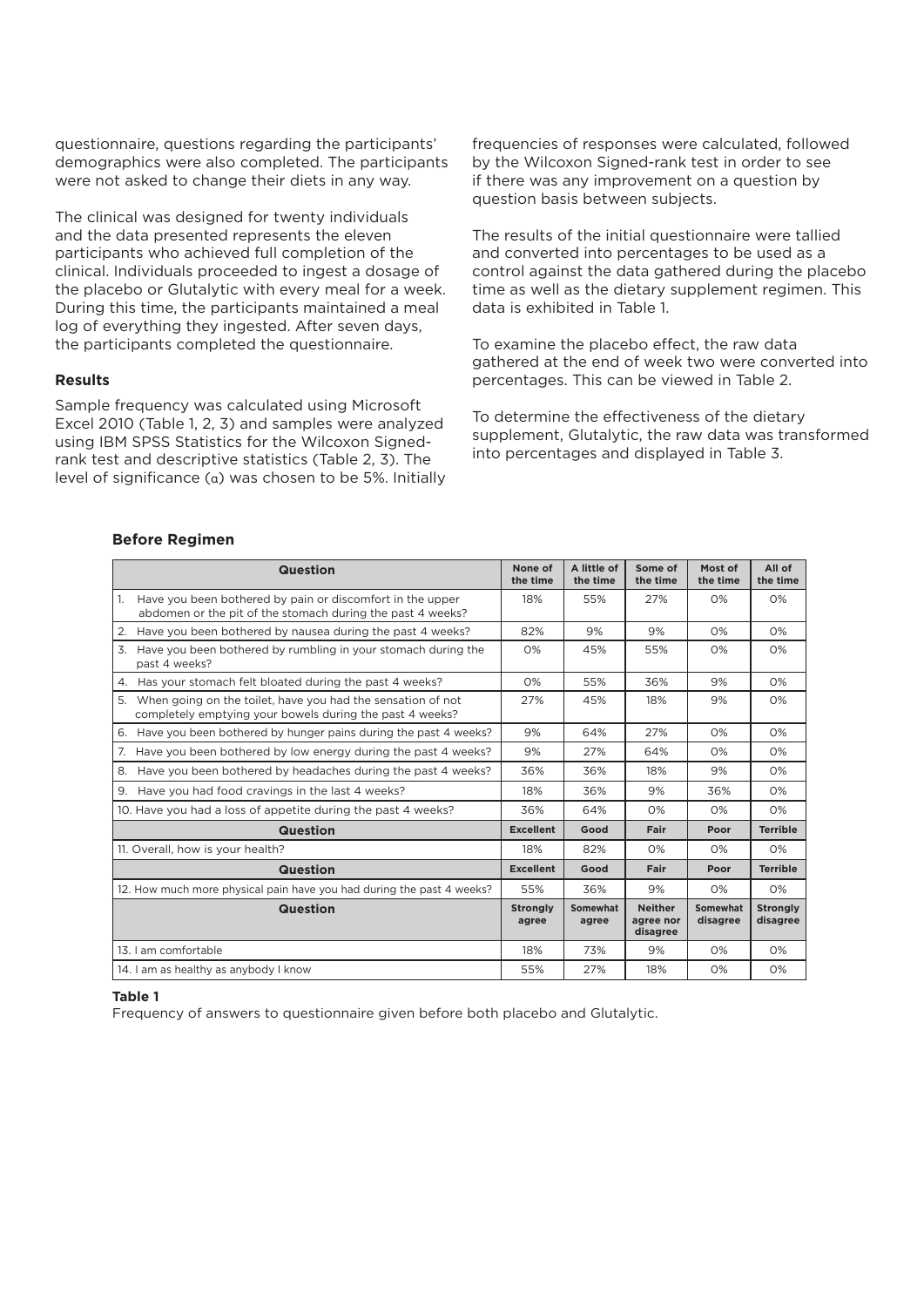questionnaire, questions regarding the participants' demographics were also completed. The participants were not asked to change their diets in any way.

The clinical was designed for twenty individuals and the data presented represents the eleven participants who achieved full completion of the clinical. Individuals proceeded to ingest a dosage of the placebo or Glutalytic with every meal for a week. During this time, the participants maintained a meal log of everything they ingested. After seven days, the participants completed the questionnaire.

### Results

Sample frequency was calculated using Microsoft Excel 2010 (Table 1, 2, 3) and samples were analyzed using IBM SPSS Statistics for the Wilcoxon Signed-rank test and descriptive statistics (Table 2, 3). The level of significance (α) was chosen to be 5%. Initially frequencies of responses were calculated, followed by the Wilcoxon Signed-rank test in order to see if there was any improvement on a question by question basis between subjects.

The results of the initial questionnaire were tallied and converted into percentages to be used as a control against the data gathered during the placebo time as well as the dietary supplement regimen. This data is exhibited in Table 1.

To examine the placebo effect, the raw data gathered at the end of week two were converted into percentages. This can be viewed in Table 2.

To determine the effectiveness of the dietary supplement, Glutalytic, the raw data was transformed into percentages and displayed in Table 3.

**Before Regimen**

| Question | None of the time | A little of the time | Some of the time | Most of the time | All of the time |
|---|---|---|---|---|---|
| 1. Have you been bothered by pain or discomfort in the upper abdomen or the pit of the stomach during the past 4 weeks? | 18% | 55% | 27% | 0% | 0% |
| 2. Have you been bothered by nausea during the past 4 weeks? | 82% | 9% | 9% | 0% | 0% |
| 3. Have you been bothered by rumbling in your stomach during the past 4 weeks? | 0% | 45% | 55% | 0% | 0% |
| 4. Has your stomach felt bloated during the past 4 weeks? | 0% | 55% | 36% | 9% | 0% |
| 5. When going on the toilet, have you had the sensation of not completely emptying your bowels during the past 4 weeks? | 27% | 45% | 18% | 9% | 0% |
| 6. Have you been bothered by hunger pains during the past 4 weeks? | 9% | 64% | 27% | 0% | 0% |
| 7. Have you been bothered by low energy during the past 4 weeks? | 9% | 27% | 64% | 0% | 0% |
| 8. Have you been bothered by headaches during the past 4 weeks? | 36% | 36% | 18% | 9% | 0% |
| 9. Have you had food cravings in the last 4 weeks? | 18% | 36% | 9% | 36% | 0% |
| 10. Have you had a loss of appetite during the past 4 weeks? | 36% | 64% | 0% | 0% | 0% |
| **Question** | **Excellent** | **Good** | **Fair** | **Poor** | **Terrible** |
| 11. Overall, how is your health? | 18% | 82% | 0% | 0% | 0% |
| **Question** | **Excellent** | **Good** | **Fair** | **Poor** | **Terrible** |
| 12. How much more physical pain have you had during the past 4 weeks? | 55% | 36% | 9% | 0% | 0% |
| **Question** | **Strongly agree** | **Somewhat agree** | **Neither agree nor disagree** | **Somewhat disagree** | **Strongly disagree** |
| 13. I am comfortable | 18% | 73% | 9% | 0% | 0% |
| 14. I am as healthy as anybody I know | 55% | 27% | 18% | 0% | 0% |

**Table 1**

Frequency of answers to questionnaire given before both placebo and Glutalytic.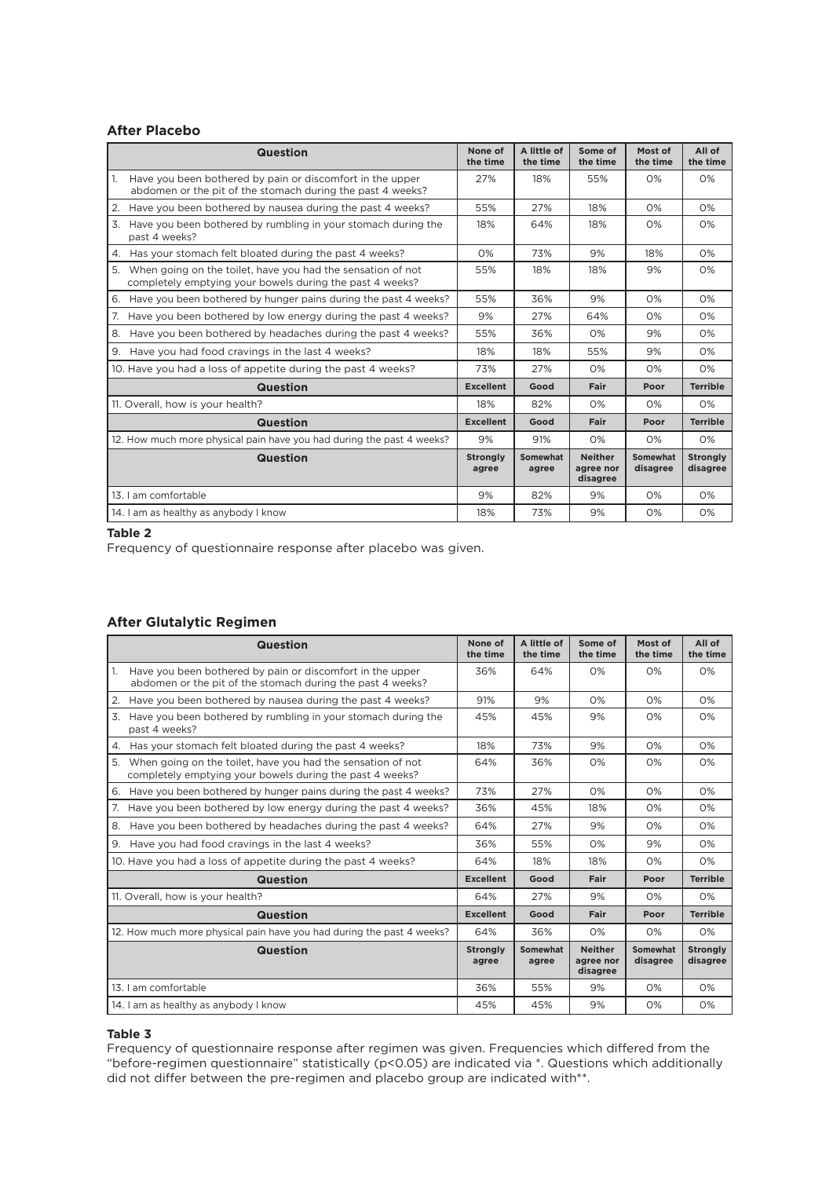### After Placebo

| Question | None of the time | A little of the time | Some of the time | Most of the time | All of the time |
|---|---|---|---|---|---|
| 1. Have you been bothered by pain or discomfort in the upper abdomen or the pit of the stomach during the past 4 weeks? | 27% | 18% | 55% | 0% | 0% |
| 2. Have you been bothered by nausea during the past 4 weeks? | 55% | 27% | 18% | 0% | 0% |
| 3. Have you been bothered by rumbling in your stomach during the past 4 weeks? | 18% | 64% | 18% | 0% | 0% |
| 4. Has your stomach felt bloated during the past 4 weeks? | 0% | 73% | 9% | 18% | 0% |
| 5. When going on the toilet, have you had the sensation of not completely emptying your bowels during the past 4 weeks? | 55% | 18% | 18% | 9% | 0% |
| 6. Have you been bothered by hunger pains during the past 4 weeks? | 55% | 36% | 9% | 0% | 0% |
| 7. Have you been bothered by low energy during the past 4 weeks? | 9% | 27% | 64% | 0% | 0% |
| 8. Have you been bothered by headaches during the past 4 weeks? | 55% | 36% | 0% | 9% | 0% |
| 9. Have you had food cravings in the last 4 weeks? | 18% | 18% | 55% | 9% | 0% |
| 10. Have you had a loss of appetite during the past 4 weeks? | 73% | 27% | 0% | 0% | 0% |
| **Question** | **Excellent** | **Good** | **Fair** | **Poor** | **Terrible** |
| 11. Overall, how is your health? | 18% | 82% | 0% | 0% | 0% |
| **Question** | **Excellent** | **Good** | **Fair** | **Poor** | **Terrible** |
| 12. How much more physical pain have you had during the past 4 weeks? | 9% | 91% | 0% | 0% | 0% |
| **Question** | **Strongly agree** | **Somewhat agree** | **Neither agree nor disagree** | **Somewhat disagree** | **Strongly disagree** |
| 13. I am comfortable | 9% | 82% | 9% | 0% | 0% |
| 14. I am as healthy as anybody I know | 18% | 73% | 9% | 0% | 0% |

**Table 2**

Frequency of questionnaire response after placebo was given.

### After Glutalytic Regimen

| Question | None of the time | A little of the time | Some of the time | Most of the time | All of the time |
|---|---|---|---|---|---|
| 1. Have you been bothered by pain or discomfort in the upper abdomen or the pit of the stomach during the past 4 weeks? | 36% | 64% | 0% | 0% | 0% |
| 2. Have you been bothered by nausea during the past 4 weeks? | 91% | 9% | 0% | 0% | 0% |
| 3. Have you been bothered by rumbling in your stomach during the past 4 weeks? | 45% | 45% | 9% | 0% | 0% |
| 4. Has your stomach felt bloated during the past 4 weeks? | 18% | 73% | 9% | 0% | 0% |
| 5. When going on the toilet, have you had the sensation of not completely emptying your bowels during the past 4 weeks? | 64% | 36% | 0% | 0% | 0% |
| 6. Have you been bothered by hunger pains during the past 4 weeks? | 73% | 27% | 0% | 0% | 0% |
| 7. Have you been bothered by low energy during the past 4 weeks? | 36% | 45% | 18% | 0% | 0% |
| 8. Have you been bothered by headaches during the past 4 weeks? | 64% | 27% | 9% | 0% | 0% |
| 9. Have you had food cravings in the last 4 weeks? | 36% | 55% | 0% | 9% | 0% |
| 10. Have you had a loss of appetite during the past 4 weeks? | 64% | 18% | 18% | 0% | 0% |
| **Question** | **Excellent** | **Good** | **Fair** | **Poor** | **Terrible** |
| 11. Overall, how is your health? | 64% | 27% | 9% | 0% | 0% |
| **Question** | **Excellent** | **Good** | **Fair** | **Poor** | **Terrible** |
| 12. How much more physical pain have you had during the past 4 weeks? | 64% | 36% | 0% | 0% | 0% |
| **Question** | **Strongly agree** | **Somewhat agree** | **Neither agree nor disagree** | **Somewhat disagree** | **Strongly disagree** |
| 13. I am comfortable | 36% | 55% | 9% | 0% | 0% |
| 14. I am as healthy as anybody I know | 45% | 45% | 9% | 0% | 0% |

**Table 3**

Frequency of questionnaire response after regimen was given. Frequencies which differed from the "before-regimen questionnaire" statistically ($p<0.05$) are indicated via *. Questions which additionally did not differ between the pre-regimen and placebo group are indicated with**.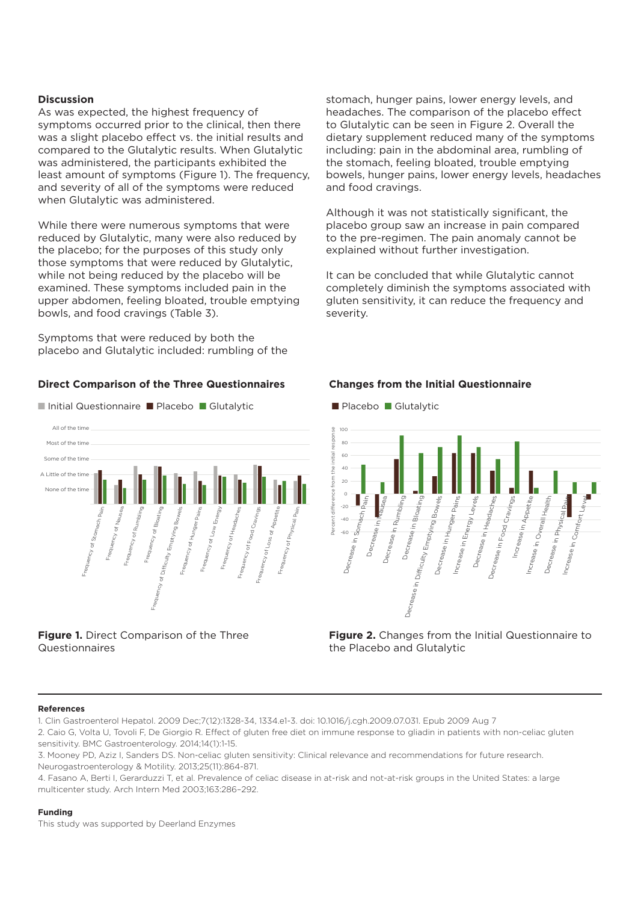## Discussion

As was expected, the highest frequency of symptoms occurred prior to the clinical, then there was a slight placebo effect vs. the initial results and compared to the Glutalytic results. When Glutalytic was administered, the participants exhibited the least amount of symptoms (Figure 1). The frequency, and severity of all of the symptoms were reduced when Glutalytic was administered.

While there were numerous symptoms that were reduced by Glutalytic, many were also reduced by the placebo; for the purposes of this study only those symptoms that were reduced by Glutalytic, while not being reduced by the placebo will be examined. These symptoms included pain in the upper abdomen, feeling bloated, trouble emptying bowls, and food cravings (Table 3).

Symptoms that were reduced by both the placebo and Glutalytic included: rumbling of the stomach, hunger pains, lower energy levels, and headaches. The comparison of the placebo effect to Glutalytic can be seen in Figure 2. Overall the dietary supplement reduced many of the symptoms including: pain in the abdominal area, rumbling of the stomach, feeling bloated, trouble emptying bowels, hunger pains, lower energy levels, headaches and food cravings.

Although it was not statistically significant, the placebo group saw an increase in pain compared to the pre-regimen. The pain anomaly cannot be explained without further investigation.

It can be concluded that while Glutalytic cannot completely diminish the symptoms associated with gluten sensitivity, it can reduce the frequency and severity.

### Direct Comparison of the Three Questionnaires

Initial Questionnaire Placebo Glutalytic

All of the time
Most of the time
Some of the time
A Little of the time
None of the time

Frequency of Stomach Pain
Frequency of Nausea
Frequency of Rumbling
Frequency of Bloating
Frequency of Difficulty Emptying Bowels
Frequency of Hunger Pains
Frequency of Low Energy
Frequency of Headaches
Frequency of Food Cravings
Frequency of Loss of Appetite
Frequency of Physical Pain

**Figure 1.** Direct Comparison of the Three Questionnaires

### Changes from the Initial Questionnaire

Placebo Glutalytic

Percent difference from the initial response

100
80
60
40
20
0
-20
-40
-60

Decrease in Somach Pain
Decrease in Nausea
Decrease in Rumbling
Decrease in Bloating
Decrease in Difficulty Emptying Bowels
Decrease in Hunger Pains
Increase in Energy Levels
Decrease in Headaches
Decrease in Food Cravings
Increase in Appetite
Increase in Overall Health
Decrease in Physical Pain
Increase in Comfort Level

**Figure 2.** Changes from the Initial Questionnaire to the Placebo and Glutalytic

#### References

1. Clin Gastroenterol Hepatol. 2009 Dec;7(12):1328-34, 1334.e1-3. doi: 10.1016/j.cgh.2009.07.031. Epub 2009 Aug 7
2. Caio G, Volta U, Tovoli F, De Giorgio R. Effect of gluten free diet on immune response to gliadin in patients with non-celiac gluten sensitivity. BMC Gastroenterology. 2014;14(1):1-15.
3. Mooney PD, Aziz I, Sanders DS. Non-celiac gluten sensitivity: Clinical relevance and recommendations for future research. Neurogastroenterology & Motility. 2013;25(11):864-871.
4. Fasano A, Berti I, Gerarduzzi T, et al. Prevalence of celiac disease in at-risk and not-at-risk groups in the United States: a large multicenter study. Arch Intern Med 2003;163:286–292.

#### Funding

This study was supported by Deerland Enzymes